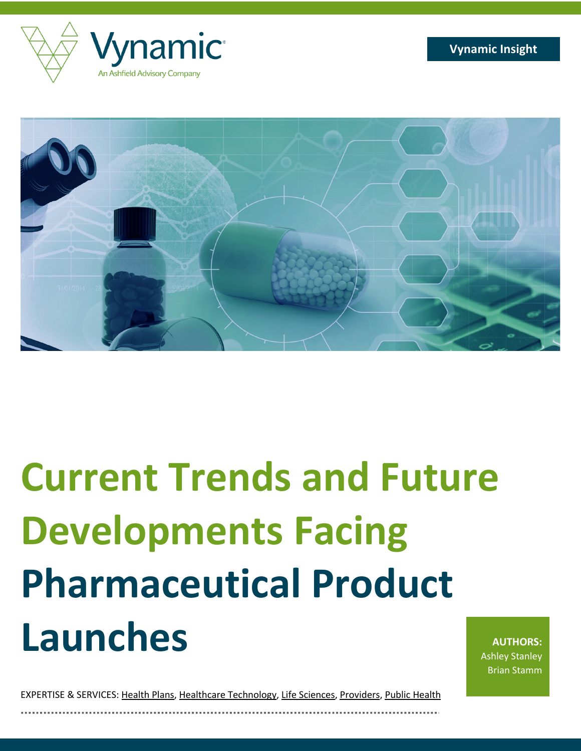Vynamic

An Ashfield Advisory Company

Vynamic Insight

# Current Trends and Future Developments Facing Pharmaceutical Product Launches

**AUTHORS:**
Ashley Stanley
Brian Stamm

EXPERTISE & SERVICES: Health Plans, Healthcare Technology, Life Sciences, Providers, Public Health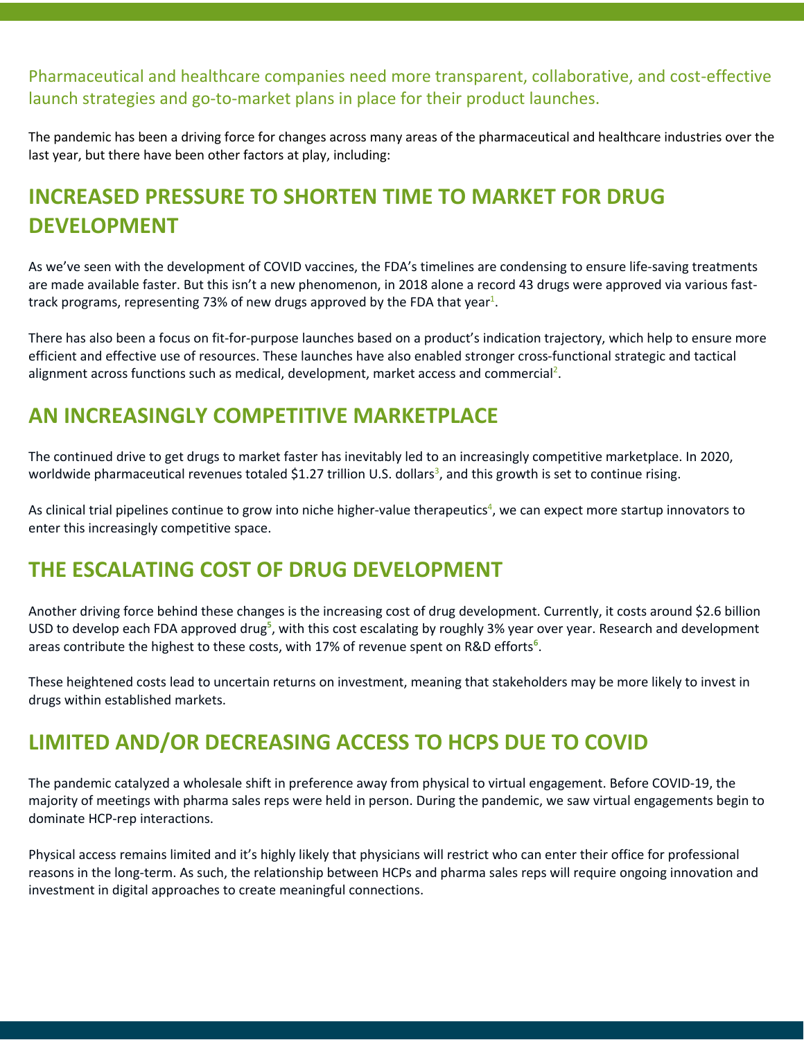Pharmaceutical and healthcare companies need more transparent, collaborative, and cost-effective launch strategies and go-to-market plans in place for their product launches.

The pandemic has been a driving force for changes across many areas of the pharmaceutical and healthcare industries over the last year, but there have been other factors at play, including:

## INCREASED PRESSURE TO SHORTEN TIME TO MARKET FOR DRUG DEVELOPMENT

As we've seen with the development of COVID vaccines, the FDA's timelines are condensing to ensure life-saving treatments are made available faster. But this isn't a new phenomenon, in 2018 alone a record 43 drugs were approved via various fast-track programs, representing 73% of new drugs approved by the FDA that year[1].

There has also been a focus on fit-for-purpose launches based on a product's indication trajectory, which help to ensure more efficient and effective use of resources. These launches have also enabled stronger cross-functional strategic and tactical alignment across functions such as medical, development, market access and commercial[2].

## AN INCREASINGLY COMPETITIVE MARKETPLACE

The continued drive to get drugs to market faster has inevitably led to an increasingly competitive marketplace. In 2020, worldwide pharmaceutical revenues totaled $1.27 trillion U.S. dollars[3], and this growth is set to continue rising.

As clinical trial pipelines continue to grow into niche higher-value therapeutics[4], we can expect more startup innovators to enter this increasingly competitive space.

## THE ESCALATING COST OF DRUG DEVELOPMENT

Another driving force behind these changes is the increasing cost of drug development. Currently, it costs around $2.6 billion USD to develop each FDA approved drug[5], with this cost escalating by roughly 3% year over year. Research and development areas contribute the highest to these costs, with 17% of revenue spent on R&D efforts[6].

These heightened costs lead to uncertain returns on investment, meaning that stakeholders may be more likely to invest in drugs within established markets.

## LIMITED AND/OR DECREASING ACCESS TO HCPS DUE TO COVID

The pandemic catalyzed a wholesale shift in preference away from physical to virtual engagement. Before COVID-19, the majority of meetings with pharma sales reps were held in person. During the pandemic, we saw virtual engagements begin to dominate HCP-rep interactions.

Physical access remains limited and it's highly likely that physicians will restrict who can enter their office for professional reasons in the long-term. As such, the relationship between HCPs and pharma sales reps will require ongoing innovation and investment in digital approaches to create meaningful connections.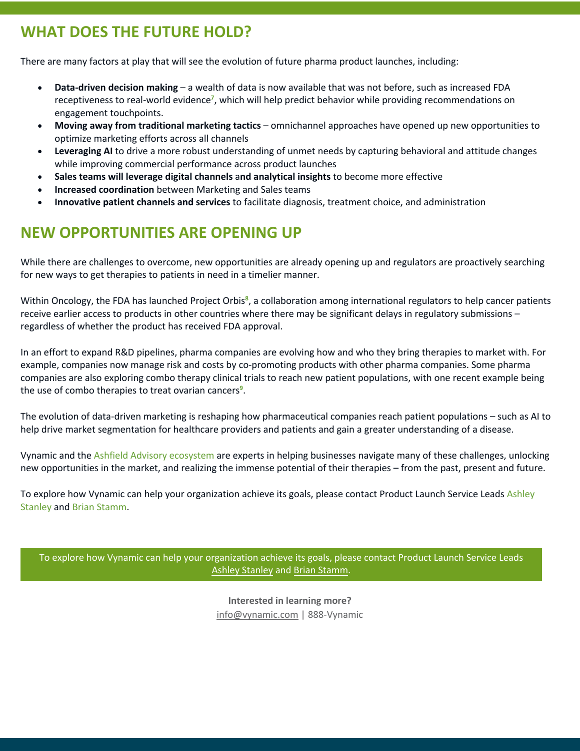## WHAT DOES THE FUTURE HOLD?

There are many factors at play that will see the evolution of future pharma product launches, including:

- **Data-driven decision making** – a wealth of data is now available that was not before, such as increased FDA receptiveness to real-world evidence[7], which will help predict behavior while providing recommendations on engagement touchpoints.
- **Moving away from traditional marketing tactics** – omnichannel approaches have opened up new opportunities to optimize marketing efforts across all channels
- **Leveraging AI** to drive a more robust understanding of unmet needs by capturing behavioral and attitude changes while improving commercial performance across product launches
- **Sales teams will leverage digital channels** a**nd analytical insights** to become more effective
- **Increased coordination** between Marketing and Sales teams
- **Innovative patient channels and services** to facilitate diagnosis, treatment choice, and administration

## NEW OPPORTUNITIES ARE OPENING UP

While there are challenges to overcome, new opportunities are already opening up and regulators are proactively searching for new ways to get therapies to patients in need in a timelier manner.

Within Oncology, the FDA has launched Project Orbis[8], a collaboration among international regulators to help cancer patients receive earlier access to products in other countries where there may be significant delays in regulatory submissions – regardless of whether the product has received FDA approval.

In an effort to expand R&D pipelines, pharma companies are evolving how and who they bring therapies to market with. For example, companies now manage risk and costs by co-promoting products with other pharma companies. Some pharma companies are also exploring combo therapy clinical trials to reach new patient populations, with one recent example being the use of combo therapies to treat ovarian cancers[9].

The evolution of data-driven marketing is reshaping how pharmaceutical companies reach patient populations – such as AI to help drive market segmentation for healthcare providers and patients and gain a greater understanding of a disease.

Vynamic and the Ashfield Advisory ecosystem are experts in helping businesses navigate many of these challenges, unlocking new opportunities in the market, and realizing the immense potential of their therapies – from the past, present and future.

To explore how Vynamic can help your organization achieve its goals, please contact Product Launch Service Leads Ashley Stanley and Brian Stamm.

To explore how Vynamic can help your organization achieve its goals, please contact Product Launch Service Leads Ashley Stanley and Brian Stamm.

**Interested in learning more?**
info@vynamic.com | 888-Vynamic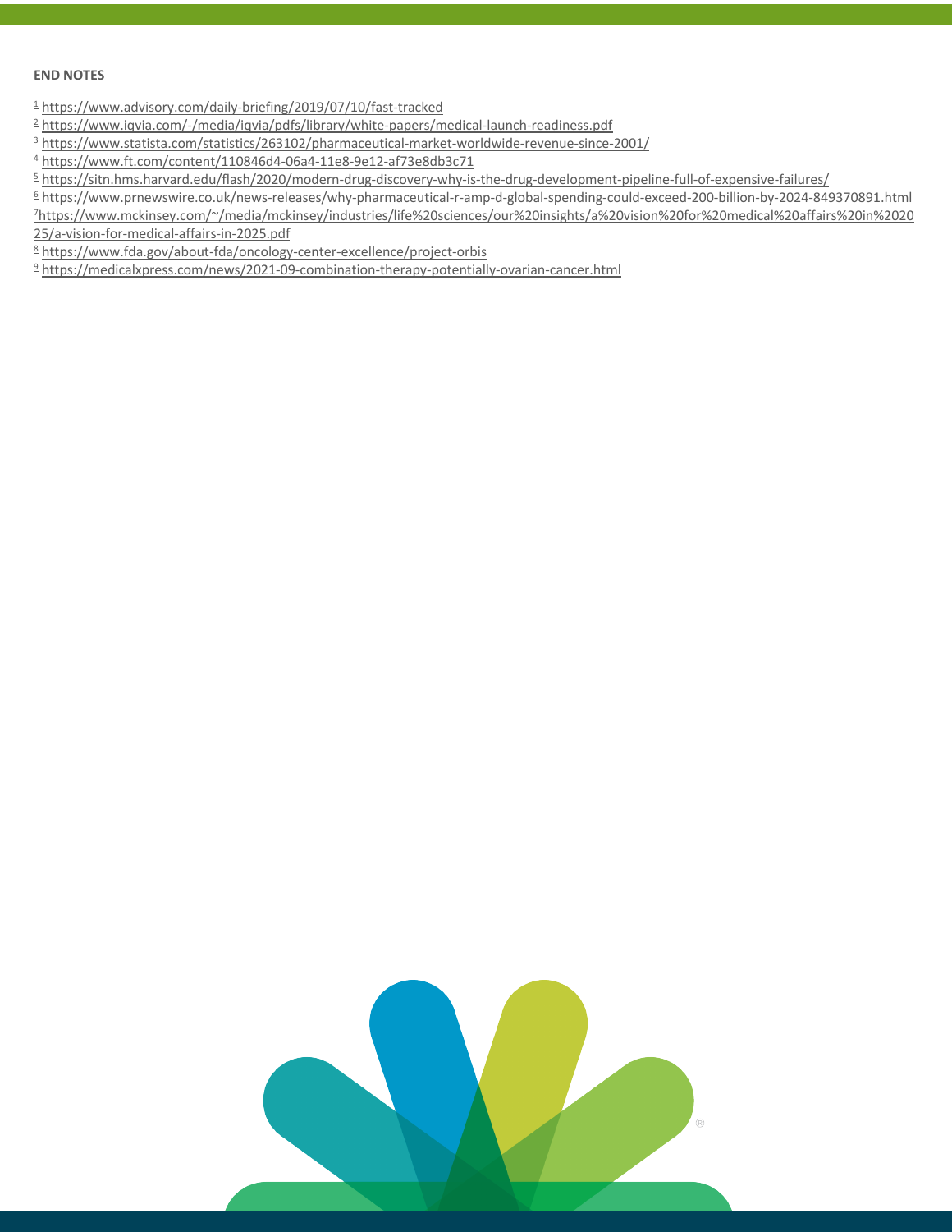**END NOTES**

[1] https://www.advisory.com/daily-briefing/2019/07/10/fast-tracked

[2] https://www.iqvia.com/-/media/iqvia/pdfs/library/white-papers/medical-launch-readiness.pdf

[3] https://www.statista.com/statistics/263102/pharmaceutical-market-worldwide-revenue-since-2001/

[4] https://www.ft.com/content/110846d4-06a4-11e8-9e12-af73e8db3c71

[5] https://sitn.hms.harvard.edu/flash/2020/modern-drug-discovery-why-is-the-drug-development-pipeline-full-of-expensive-failures/

[6] https://www.prnewswire.co.uk/news-releases/why-pharmaceutical-r-amp-d-global-spending-could-exceed-200-billion-by-2024-849370891.html

[7] https://www.mckinsey.com/~/media/mckinsey/industries/life%20sciences/our%20insights/a%20vision%20for%20medical%20affairs%20in%202025/a-vision-for-medical-affairs-in-2025.pdf

[8] https://www.fda.gov/about-fda/oncology-center-excellence/project-orbis

[9] https://medicalxpress.com/news/2021-09-combination-therapy-potentially-ovarian-cancer.html